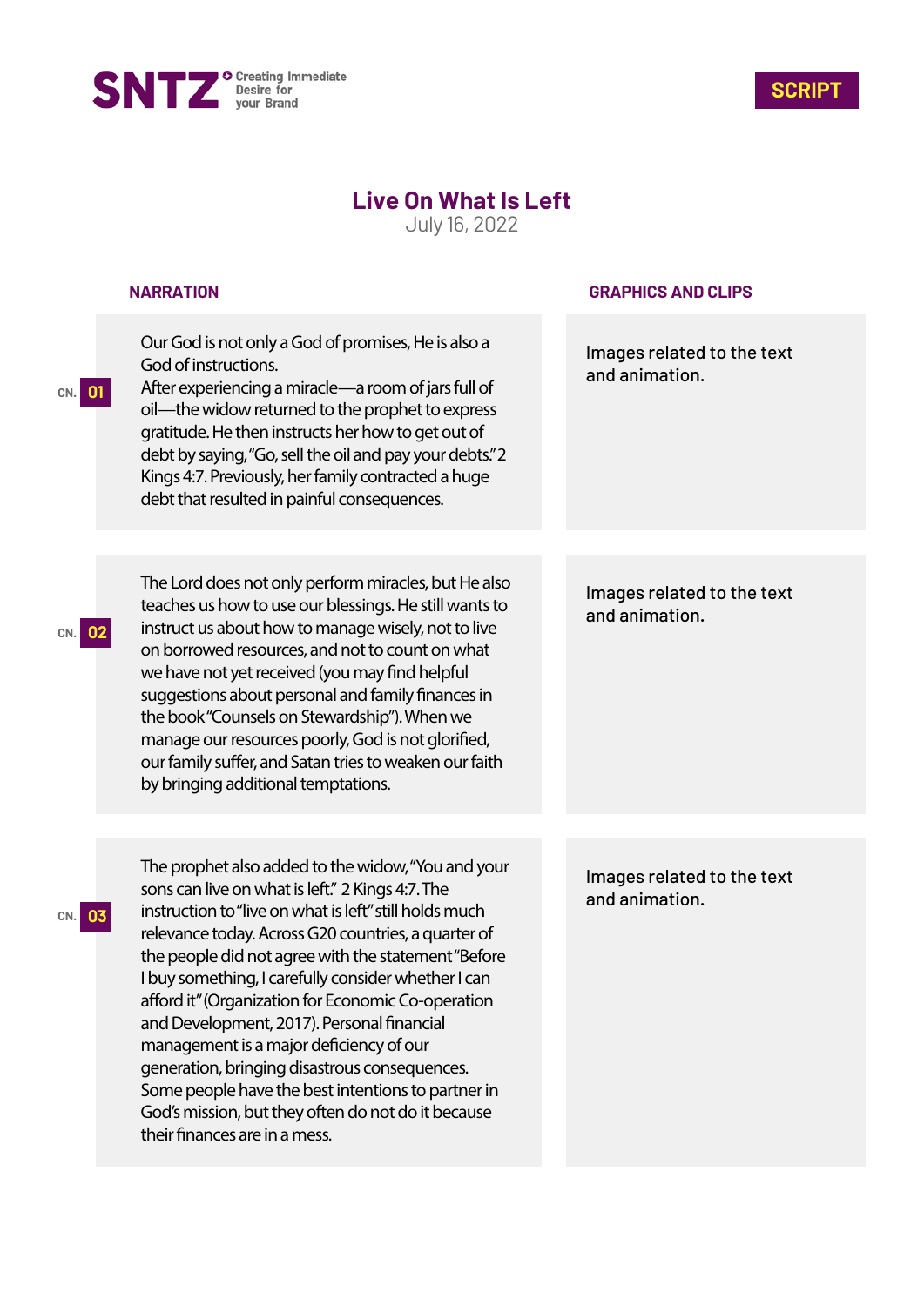SNTZ Creating Immediate Desire for your Brand

SCRIPT

# Live On What Is Left

July 16, 2022

| CN. | NARRATION | GRAPHICS AND CLIPS |
| --- | --- | --- |
| 01 | Our God is not only a God of promises, He is also a God of instructions. After experiencing a miracle—a room of jars full of oil—the widow returned to the prophet to express gratitude. He then instructs her how to get out of debt by saying, "Go, sell the oil and pay your debts." 2 Kings 4:7. Previously, her family contracted a huge debt that resulted in painful consequences. | Images related to the text and animation. |
| 02 | The Lord does not only perform miracles, but He also teaches us how to use our blessings. He still wants to instruct us about how to manage wisely, not to live on borrowed resources, and not to count on what we have not yet received (you may find helpful suggestions about personal and family finances in the book "Counsels on Stewardship"). When we manage our resources poorly, God is not glorified, our family suffer, and Satan tries to weaken our faith by bringing additional temptations. | Images related to the text and animation. |
| 03 | The prophet also added to the widow, "You and your sons can live on what is left." 2 Kings 4:7. The instruction to "live on what is left" still holds much relevance today. Across G20 countries, a quarter of the people did not agree with the statement "Before I buy something, I carefully consider whether I can afford it" (Organization for Economic Co-operation and Development, 2017). Personal financial management is a major deficiency of our generation, bringing disastrous consequences. Some people have the best intentions to partner in God's mission, but they often do not do it because their finances are in a mess. | Images related to the text and animation. |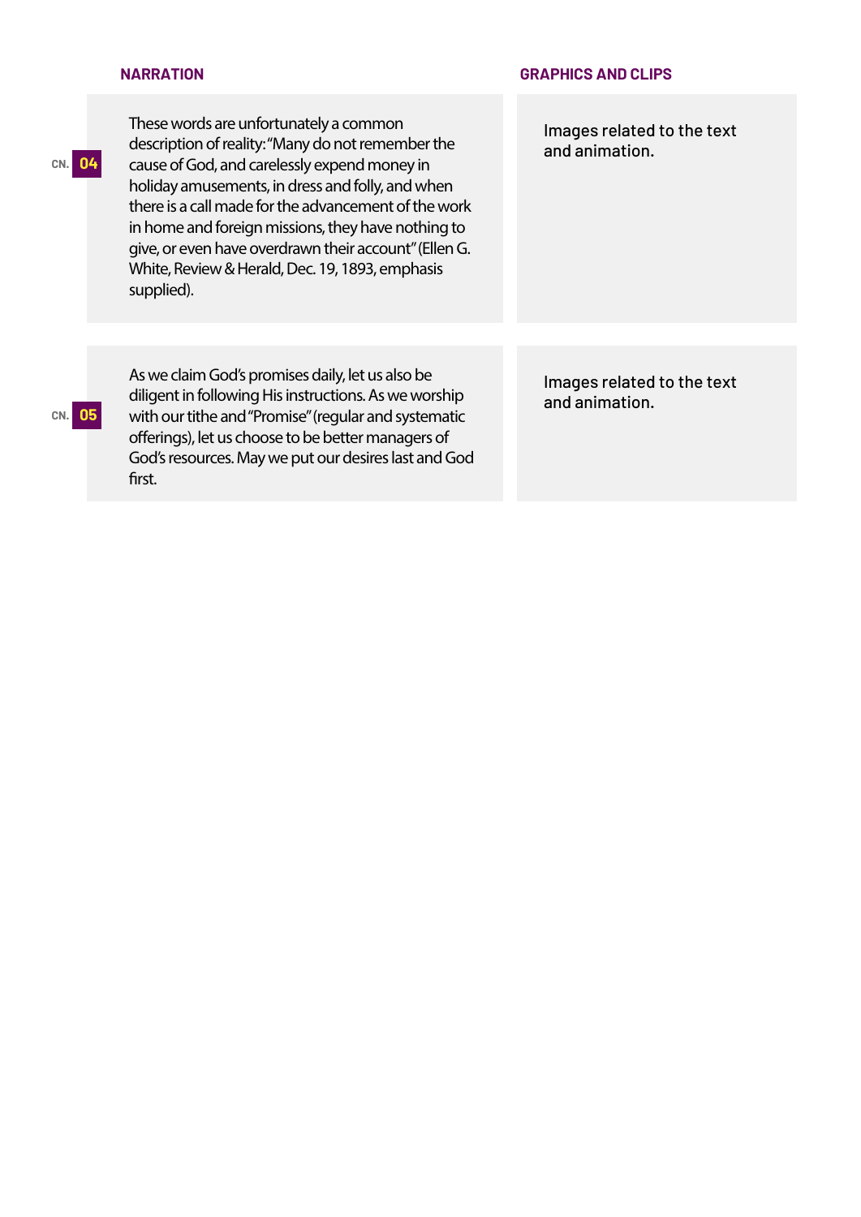| CN. | NARRATION | GRAPHICS AND CLIPS |
|---|---|---|
| 04 | These words are unfortunately a common description of reality: "Many do not remember the cause of God, and carelessly expend money in holiday amusements, in dress and folly, and when there is a call made for the advancement of the work in home and foreign missions, they have nothing to give, or even have overdrawn their account" (Ellen G. White, Review & Herald, Dec. 19, 1893, emphasis supplied). | Images related to the text and animation. |
| 05 | As we claim God's promises daily, let us also be diligent in following His instructions. As we worship with our tithe and "Promise" (regular and systematic offerings), let us choose to be better managers of God's resources. May we put our desires last and God first. | Images related to the text and animation. |